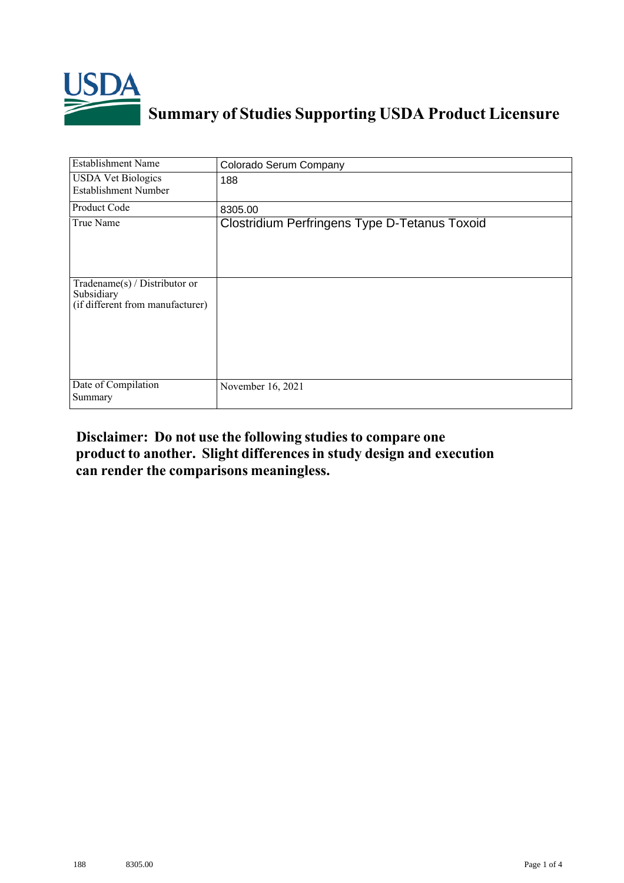# Summary of Studies Supporting USDA Product Licensure

| | |
|---|---|
| Establishment Name | Colorado Serum Company |
| USDA Vet Biologics Establishment Number | 188 |
| Product Code | 8305.00 |
| True Name | Clostridium Perfringens Type D-Tetanus Toxoid |
| Tradename(s) / Distributor or Subsidiary (if different from manufacturer) | |
| Date of Compilation Summary | November 16, 2021 |

**Disclaimer: Do not use the following studies to compare one product to another. Slight differences in study design and execution can render the comparisons meaningless.**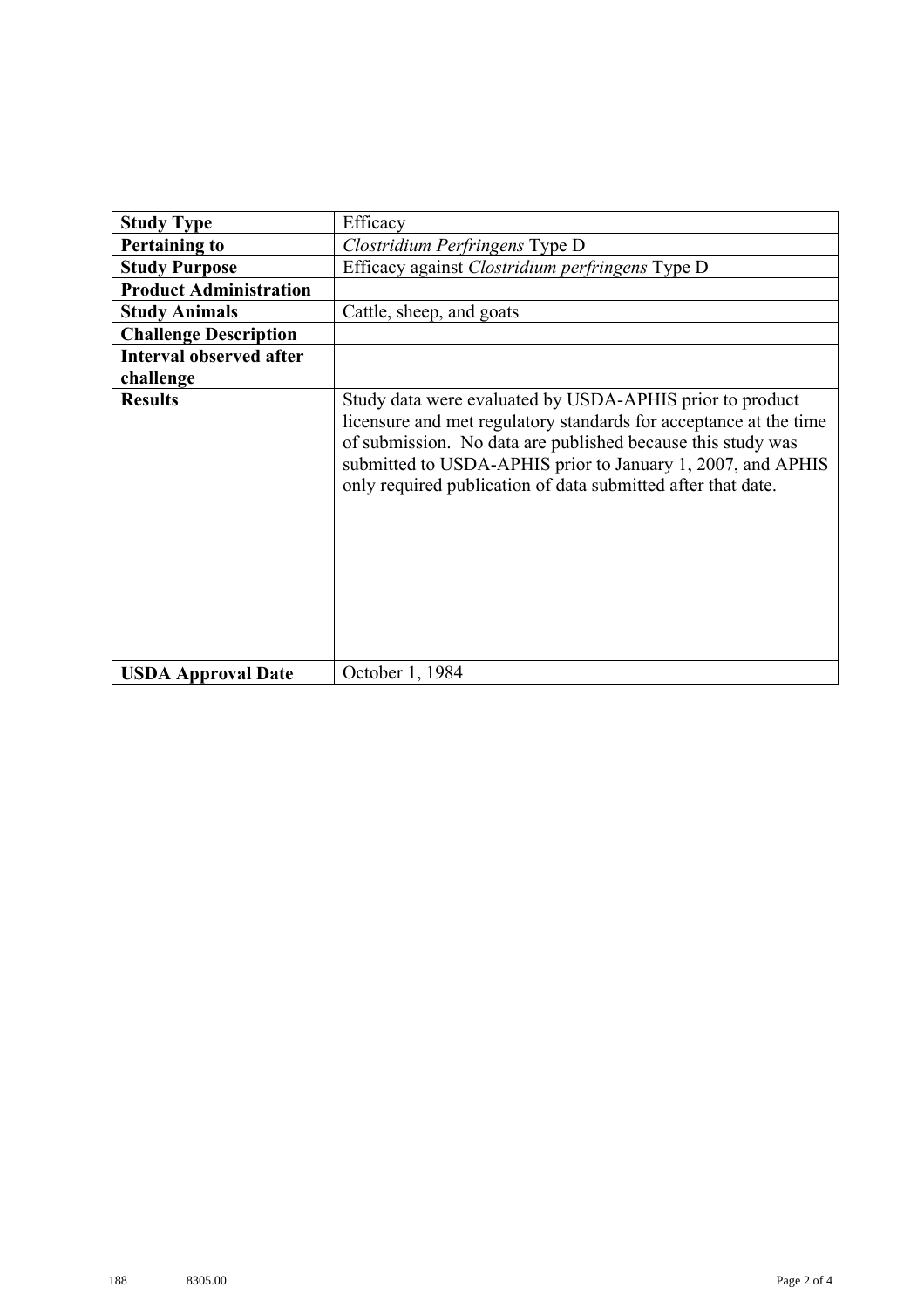| **Study Type** | Efficacy |
|---|---|
| **Pertaining to** | *Clostridium Perfringens* Type D |
| **Study Purpose** | Efficacy against *Clostridium perfringens* Type D |
| **Product Administration** | |
| **Study Animals** | Cattle, sheep, and goats |
| **Challenge Description** | |
| **Interval observed after challenge** | |
| **Results** | Study data were evaluated by USDA-APHIS prior to product licensure and met regulatory standards for acceptance at the time of submission. No data are published because this study was submitted to USDA-APHIS prior to January 1, 2007, and APHIS only required publication of data submitted after that date. |
| **USDA Approval Date** | October 1, 1984 |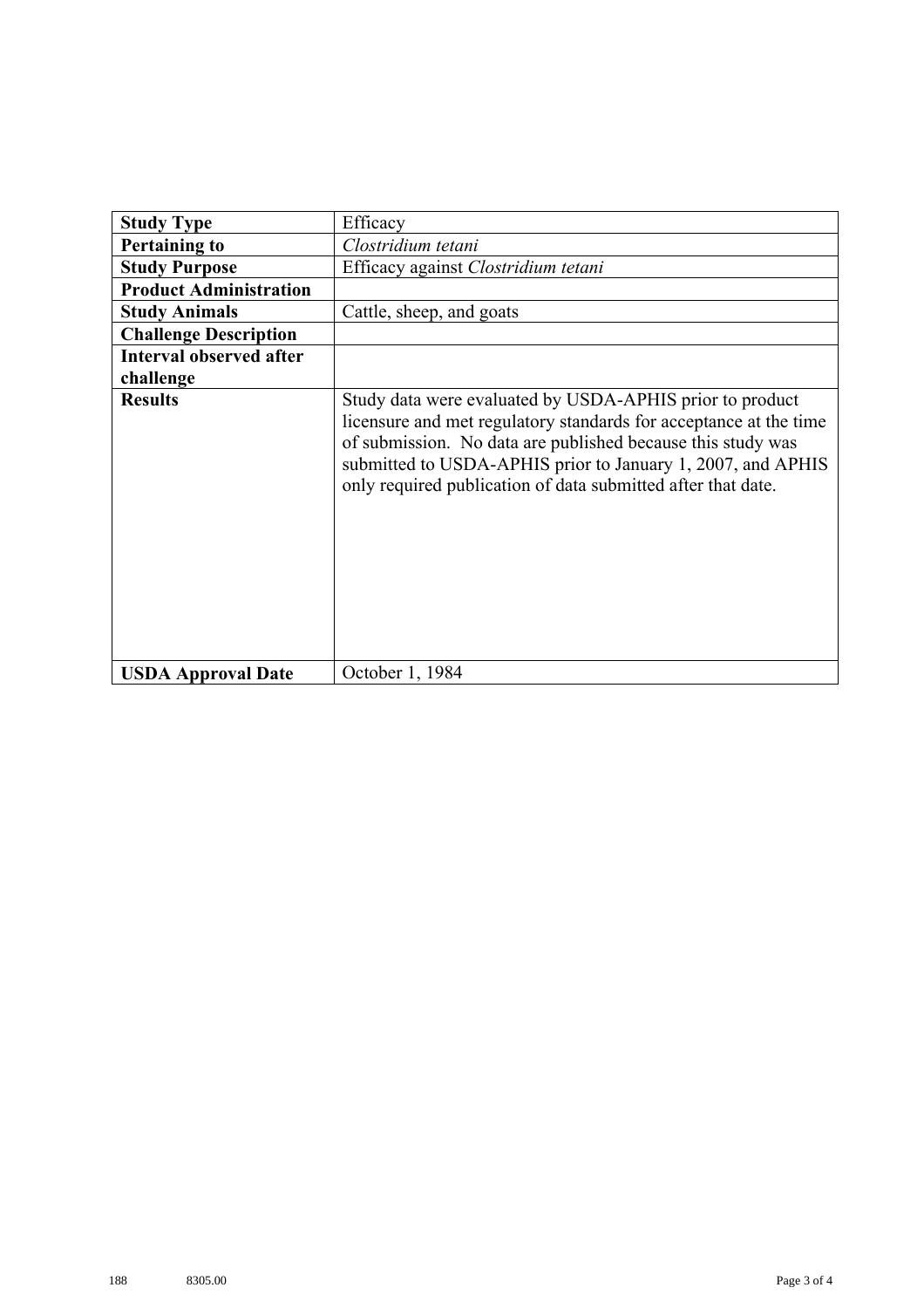| Study Type | Efficacy |
|---|---|
| **Pertaining to** | *Clostridium tetani* |
| **Study Purpose** | Efficacy against *Clostridium tetani* |
| **Product Administration** | |
| **Study Animals** | Cattle, sheep, and goats |
| **Challenge Description** | |
| **Interval observed after challenge** | |
| **Results** | Study data were evaluated by USDA-APHIS prior to product licensure and met regulatory standards for acceptance at the time of submission. No data are published because this study was submitted to USDA-APHIS prior to January 1, 2007, and APHIS only required publication of data submitted after that date. |
| **USDA Approval Date** | October 1, 1984 |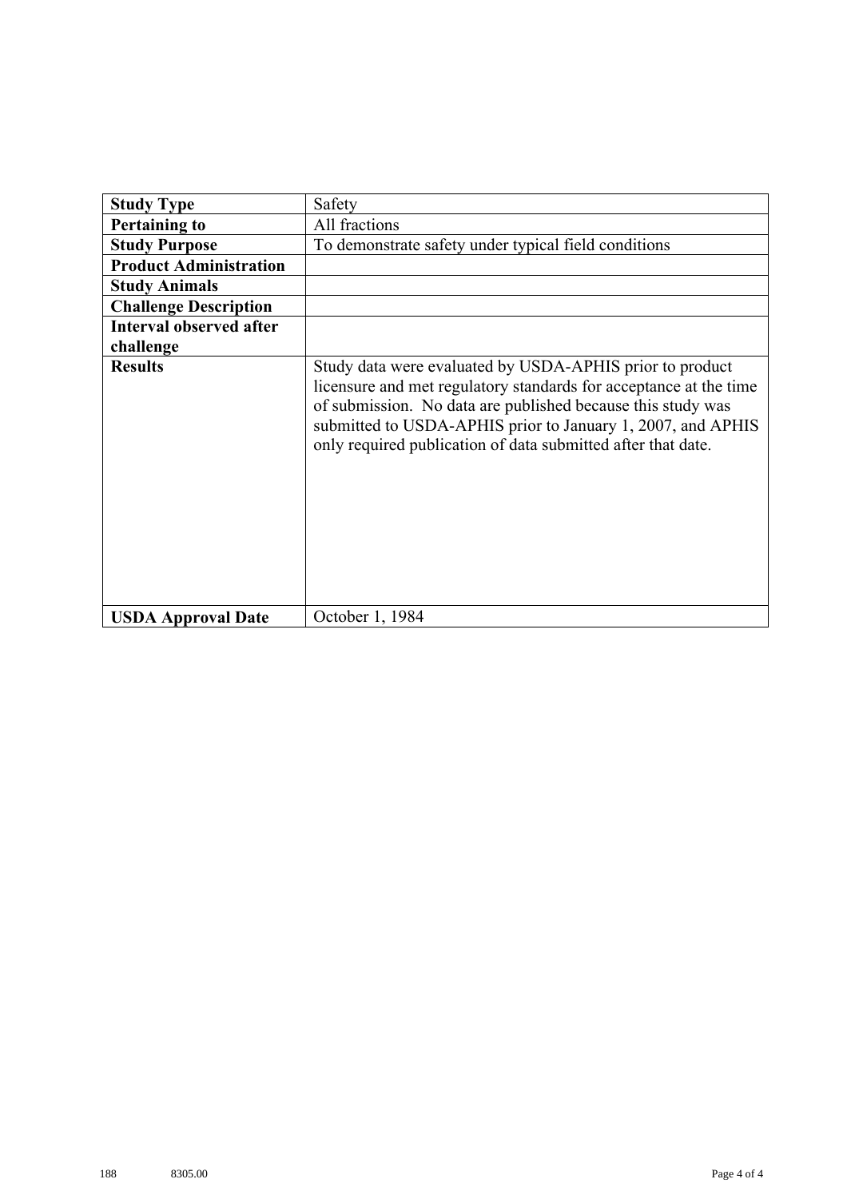| | |
|---|---|
| **Study Type** | Safety |
| **Pertaining to** | All fractions |
| **Study Purpose** | To demonstrate safety under typical field conditions |
| **Product Administration** | |
| **Study Animals** | |
| **Challenge Description** | |
| **Interval observed after challenge** | |
| **Results** | Study data were evaluated by USDA-APHIS prior to product licensure and met regulatory standards for acceptance at the time of submission. No data are published because this study was submitted to USDA-APHIS prior to January 1, 2007, and APHIS only required publication of data submitted after that date. |
| **USDA Approval Date** | October 1, 1984 |

188 8305.00